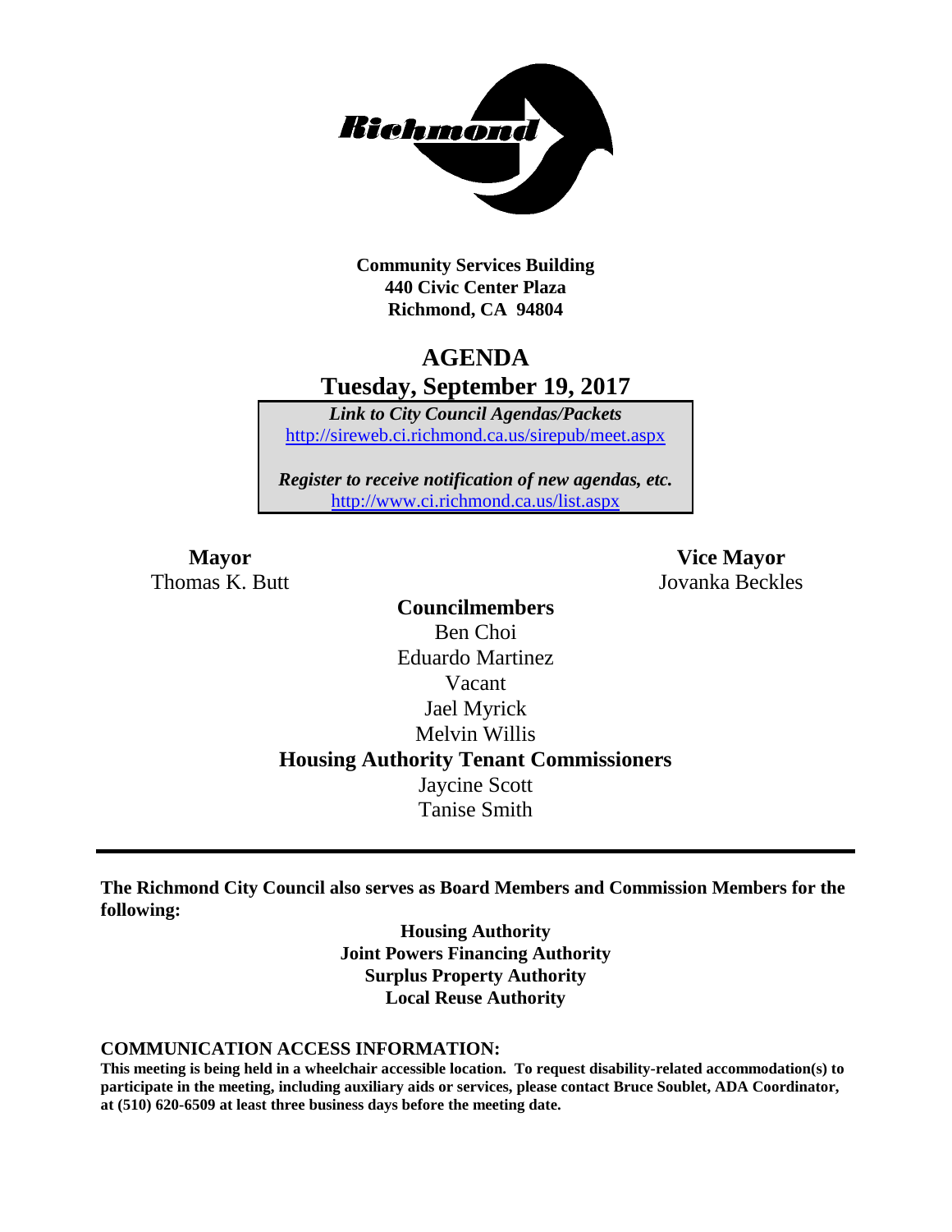**Community Services Building**
**440 Civic Center Plaza**
**Richmond, CA 94804**

# AGENDA
## Tuesday, September 19, 2017

***Link to City Council Agendas/Packets***
http://sireweb.ci.richmond.ca.us/sirepub/meet.aspx

***Register to receive notification of new agendas, etc.***
http://www.ci.richmond.ca.us/list.aspx

**Mayor**
Thomas K. Butt

**Vice Mayor**
Jovanka Beckles

**Councilmembers**
Ben Choi
Eduardo Martinez
Vacant
Jael Myrick
Melvin Willis

**Housing Authority Tenant Commissioners**
Jaycine Scott
Tanise Smith

---

**The Richmond City Council also serves as Board Members and Commission Members for the following:**

**Housing Authority**
**Joint Powers Financing Authority**
**Surplus Property Authority**
**Local Reuse Authority**

**COMMUNICATION ACCESS INFORMATION:**

**This meeting is being held in a wheelchair accessible location. To request disability-related accommodation(s) to participate in the meeting, including auxiliary aids or services, please contact Bruce Soublet, ADA Coordinator, at (510) 620-6509 at least three business days before the meeting date.**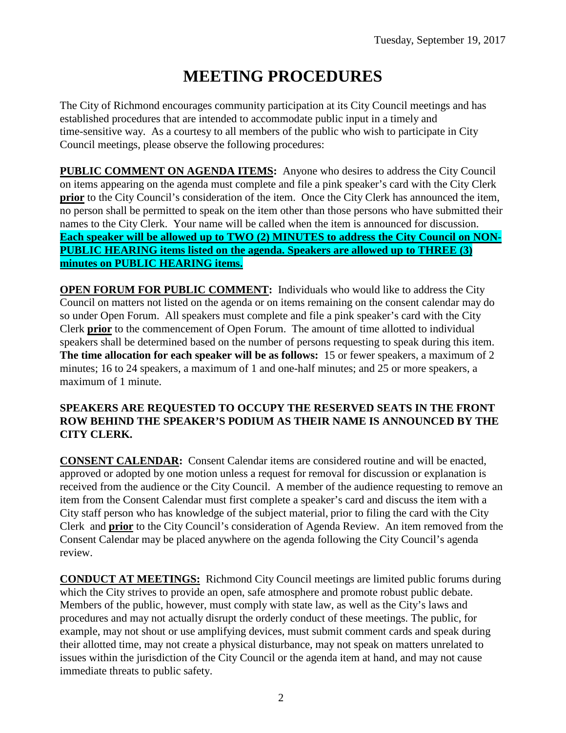Tuesday, September 19, 2017

# MEETING PROCEDURES

The City of Richmond encourages community participation at its City Council meetings and has established procedures that are intended to accommodate public input in a timely and time-sensitive way. As a courtesy to all members of the public who wish to participate in City Council meetings, please observe the following procedures:

**PUBLIC COMMENT ON AGENDA ITEMS:** Anyone who desires to address the City Council on items appearing on the agenda must complete and file a pink speaker's card with the City Clerk **prior** to the City Council's consideration of the item. Once the City Clerk has announced the item, no person shall be permitted to speak on the item other than those persons who have submitted their names to the City Clerk. Your name will be called when the item is announced for discussion. **Each speaker will be allowed up to TWO (2) MINUTES to address the City Council on NON-PUBLIC HEARING items listed on the agenda. Speakers are allowed up to THREE (3) minutes on PUBLIC HEARING items.**

**OPEN FORUM FOR PUBLIC COMMENT:** Individuals who would like to address the City Council on matters not listed on the agenda or on items remaining on the consent calendar may do so under Open Forum. All speakers must complete and file a pink speaker's card with the City Clerk **prior** to the commencement of Open Forum. The amount of time allotted to individual speakers shall be determined based on the number of persons requesting to speak during this item. **The time allocation for each speaker will be as follows:** 15 or fewer speakers, a maximum of 2 minutes; 16 to 24 speakers, a maximum of 1 and one-half minutes; and 25 or more speakers, a maximum of 1 minute.

**SPEAKERS ARE REQUESTED TO OCCUPY THE RESERVED SEATS IN THE FRONT ROW BEHIND THE SPEAKER'S PODIUM AS THEIR NAME IS ANNOUNCED BY THE CITY CLERK.**

**CONSENT CALENDAR:** Consent Calendar items are considered routine and will be enacted, approved or adopted by one motion unless a request for removal for discussion or explanation is received from the audience or the City Council. A member of the audience requesting to remove an item from the Consent Calendar must first complete a speaker's card and discuss the item with a City staff person who has knowledge of the subject material, prior to filing the card with the City Clerk and **prior** to the City Council's consideration of Agenda Review. An item removed from the Consent Calendar may be placed anywhere on the agenda following the City Council's agenda review.

**CONDUCT AT MEETINGS:** Richmond City Council meetings are limited public forums during which the City strives to provide an open, safe atmosphere and promote robust public debate. Members of the public, however, must comply with state law, as well as the City's laws and procedures and may not actually disrupt the orderly conduct of these meetings. The public, for example, may not shout or use amplifying devices, must submit comment cards and speak during their allotted time, may not create a physical disturbance, may not speak on matters unrelated to issues within the jurisdiction of the City Council or the agenda item at hand, and may not cause immediate threats to public safety.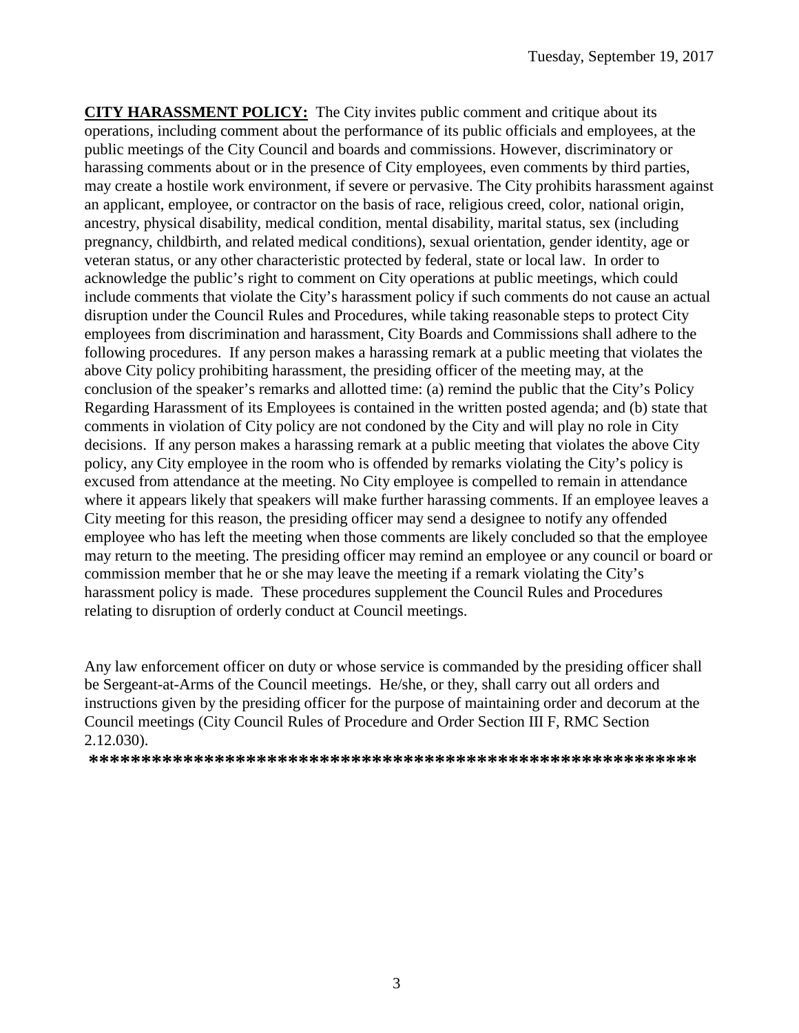**CITY HARASSMENT POLICY:** The City invites public comment and critique about its operations, including comment about the performance of its public officials and employees, at the public meetings of the City Council and boards and commissions. However, discriminatory or harassing comments about or in the presence of City employees, even comments by third parties, may create a hostile work environment, if severe or pervasive. The City prohibits harassment against an applicant, employee, or contractor on the basis of race, religious creed, color, national origin, ancestry, physical disability, medical condition, mental disability, marital status, sex (including pregnancy, childbirth, and related medical conditions), sexual orientation, gender identity, age or veteran status, or any other characteristic protected by federal, state or local law. In order to acknowledge the public's right to comment on City operations at public meetings, which could include comments that violate the City's harassment policy if such comments do not cause an actual disruption under the Council Rules and Procedures, while taking reasonable steps to protect City employees from discrimination and harassment, City Boards and Commissions shall adhere to the following procedures. If any person makes a harassing remark at a public meeting that violates the above City policy prohibiting harassment, the presiding officer of the meeting may, at the conclusion of the speaker's remarks and allotted time: (a) remind the public that the City's Policy Regarding Harassment of its Employees is contained in the written posted agenda; and (b) state that comments in violation of City policy are not condoned by the City and will play no role in City decisions. If any person makes a harassing remark at a public meeting that violates the above City policy, any City employee in the room who is offended by remarks violating the City's policy is excused from attendance at the meeting. No City employee is compelled to remain in attendance where it appears likely that speakers will make further harassing comments. If an employee leaves a City meeting for this reason, the presiding officer may send a designee to notify any offended employee who has left the meeting when those comments are likely concluded so that the employee may return to the meeting. The presiding officer may remind an employee or any council or board or commission member that he or she may leave the meeting if a remark violating the City's harassment policy is made. These procedures supplement the Council Rules and Procedures relating to disruption of orderly conduct at Council meetings.

Any law enforcement officer on duty or whose service is commanded by the presiding officer shall be Sergeant-at-Arms of the Council meetings. He/she, or they, shall carry out all orders and instructions given by the presiding officer for the purpose of maintaining order and decorum at the Council meetings (City Council Rules of Procedure and Order Section III F, RMC Section 2.12.030).

**\*\*\*\*\*\*\*\*\*\*\*\*\*\*\*\*\*\*\*\*\*\*\*\*\*\*\*\*\*\*\*\*\*\*\*\*\*\*\*\*\*\*\*\*\*\*\*\*\*\*\*\*\*\*\*\*\*\*\*\***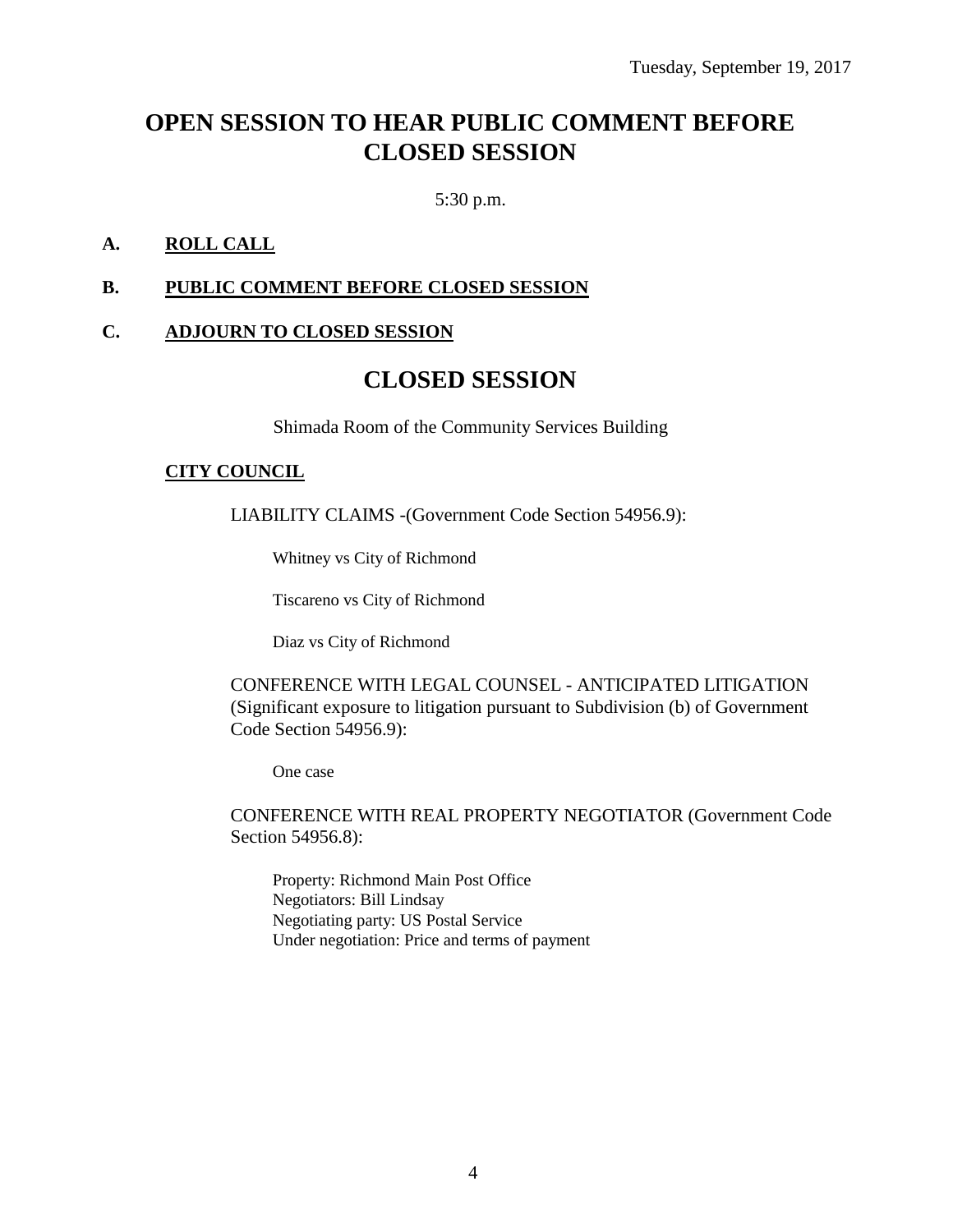Tuesday, September 19, 2017

# OPEN SESSION TO HEAR PUBLIC COMMENT BEFORE CLOSED SESSION

5:30 p.m.

**A. ROLL CALL**

**B. PUBLIC COMMENT BEFORE CLOSED SESSION**

**C. ADJOURN TO CLOSED SESSION**

# CLOSED SESSION

Shimada Room of the Community Services Building

**CITY COUNCIL**

LIABILITY CLAIMS -(Government Code Section 54956.9):

Whitney vs City of Richmond

Tiscareno vs City of Richmond

Diaz vs City of Richmond

CONFERENCE WITH LEGAL COUNSEL - ANTICIPATED LITIGATION (Significant exposure to litigation pursuant to Subdivision (b) of Government Code Section 54956.9):

One case

CONFERENCE WITH REAL PROPERTY NEGOTIATOR (Government Code Section 54956.8):

Property: Richmond Main Post Office
Negotiators: Bill Lindsay
Negotiating party: US Postal Service
Under negotiation: Price and terms of payment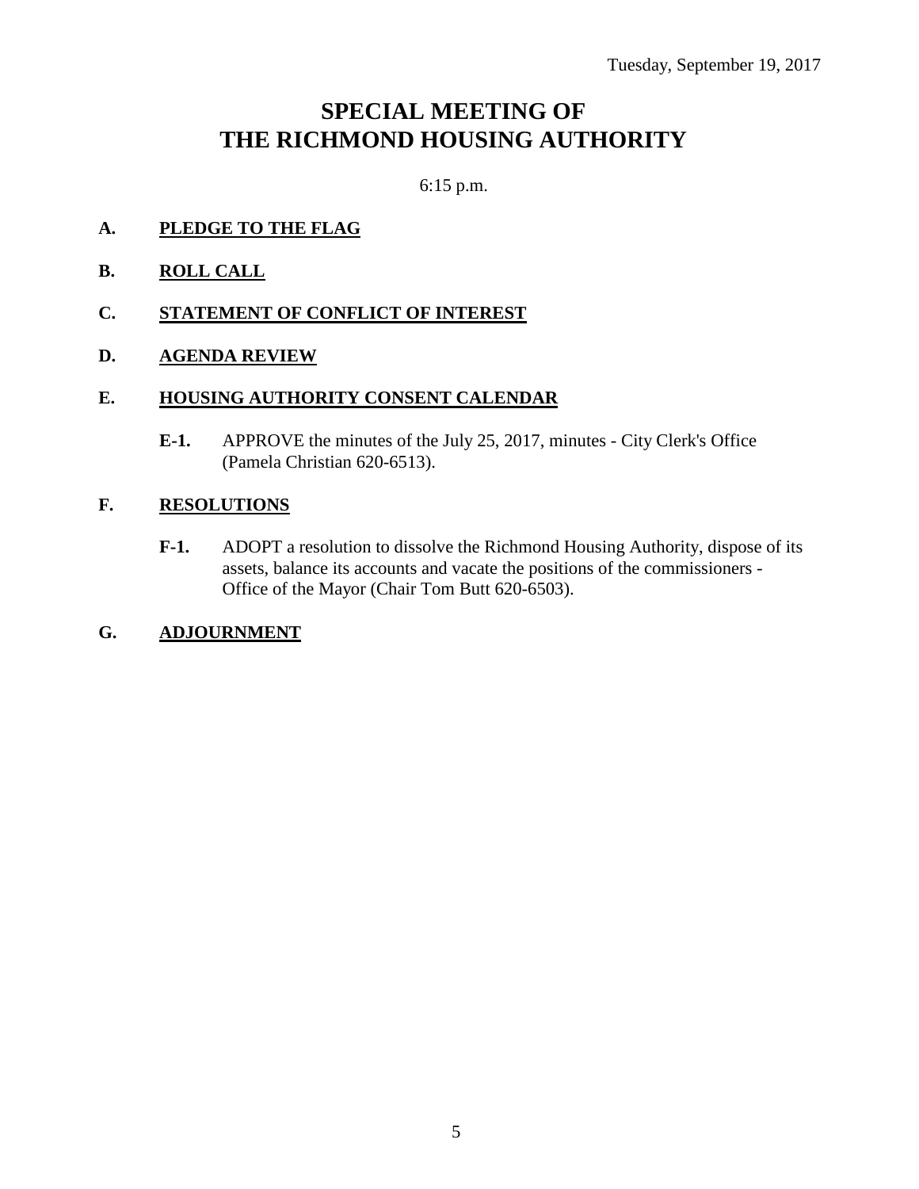Tuesday, September 19, 2017

# SPECIAL MEETING OF THE RICHMOND HOUSING AUTHORITY

6:15 p.m.

**A.** **PLEDGE TO THE FLAG**

**B.** **ROLL CALL**

**C.** **STATEMENT OF CONFLICT OF INTEREST**

**D.** **AGENDA REVIEW**

**E.** **HOUSING AUTHORITY CONSENT CALENDAR**

**E-1.** APPROVE the minutes of the July 25, 2017, minutes - City Clerk's Office (Pamela Christian 620-6513).

**F.** **RESOLUTIONS**

**F-1.** ADOPT a resolution to dissolve the Richmond Housing Authority, dispose of its assets, balance its accounts and vacate the positions of the commissioners - Office of the Mayor (Chair Tom Butt 620-6503).

**G.** **ADJOURNMENT**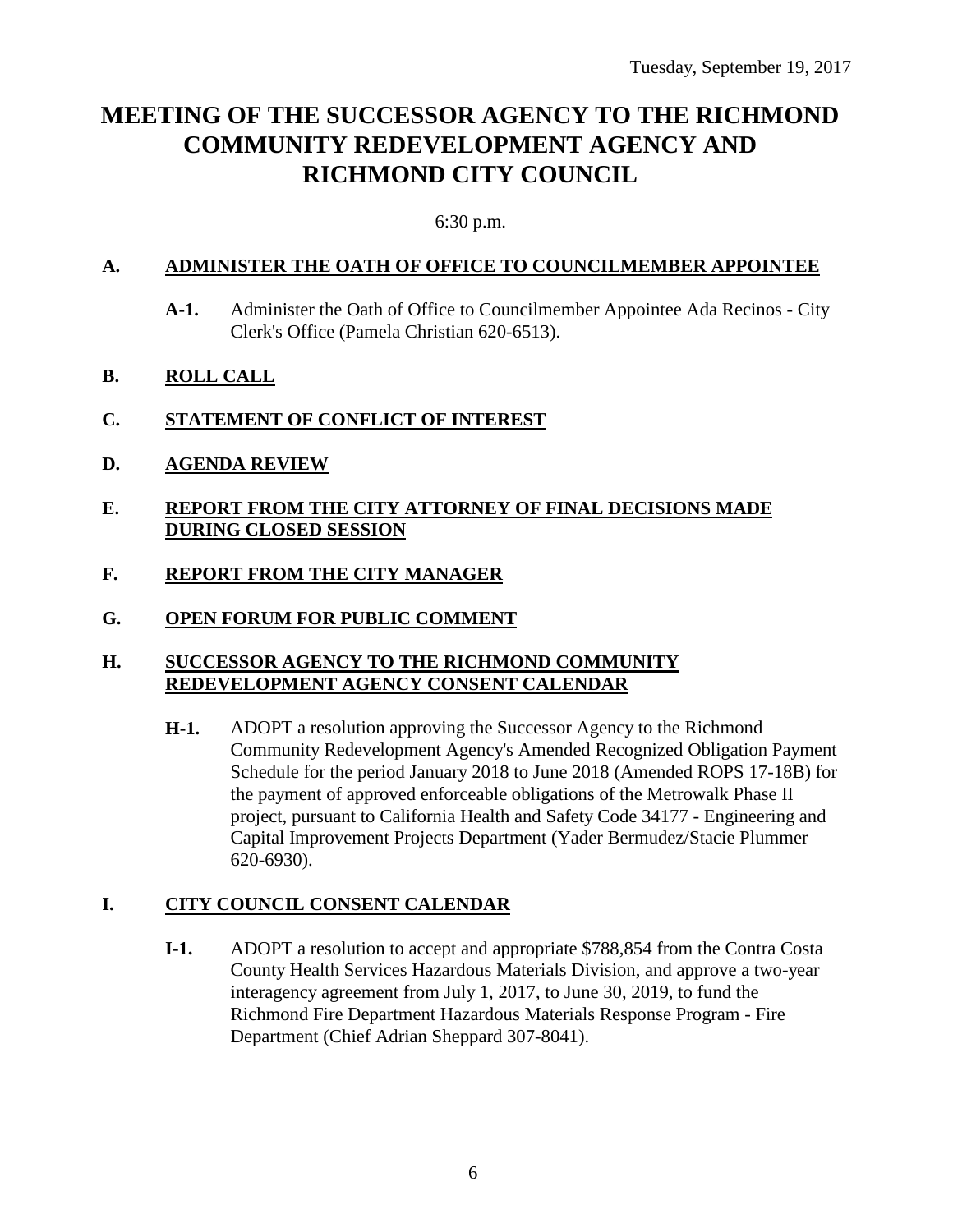Tuesday, September 19, 2017

# MEETING OF THE SUCCESSOR AGENCY TO THE RICHMOND COMMUNITY REDEVELOPMENT AGENCY AND RICHMOND CITY COUNCIL

6:30 p.m.

## A. ADMINISTER THE OATH OF OFFICE TO COUNCILMEMBER APPOINTEE

**A-1.** Administer the Oath of Office to Councilmember Appointee Ada Recinos - City Clerk's Office (Pamela Christian 620-6513).

## B. ROLL CALL

## C. STATEMENT OF CONFLICT OF INTEREST

## D. AGENDA REVIEW

## E. REPORT FROM THE CITY ATTORNEY OF FINAL DECISIONS MADE DURING CLOSED SESSION

## F. REPORT FROM THE CITY MANAGER

## G. OPEN FORUM FOR PUBLIC COMMENT

## H. SUCCESSOR AGENCY TO THE RICHMOND COMMUNITY REDEVELOPMENT AGENCY CONSENT CALENDAR

**H-1.** ADOPT a resolution approving the Successor Agency to the Richmond Community Redevelopment Agency's Amended Recognized Obligation Payment Schedule for the period January 2018 to June 2018 (Amended ROPS 17-18B) for the payment of approved enforceable obligations of the Metrowalk Phase II project, pursuant to California Health and Safety Code 34177 - Engineering and Capital Improvement Projects Department (Yader Bermudez/Stacie Plummer 620-6930).

## I. CITY COUNCIL CONSENT CALENDAR

**I-1.** ADOPT a resolution to accept and appropriate $788,854 from the Contra Costa County Health Services Hazardous Materials Division, and approve a two-year interagency agreement from July 1, 2017, to June 30, 2019, to fund the Richmond Fire Department Hazardous Materials Response Program - Fire Department (Chief Adrian Sheppard 307-8041).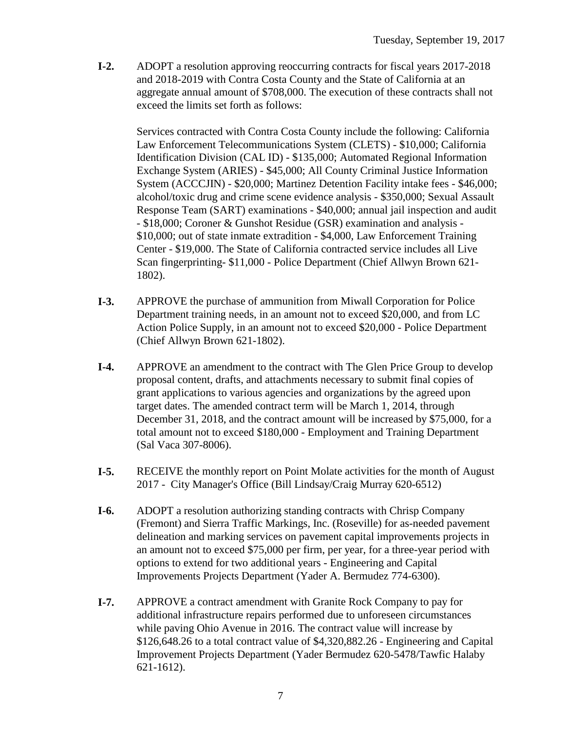**I-2.** ADOPT a resolution approving reoccurring contracts for fiscal years 2017-2018 and 2018-2019 with Contra Costa County and the State of California at an aggregate annual amount of $708,000. The execution of these contracts shall not exceed the limits set forth as follows:

Services contracted with Contra Costa County include the following: California Law Enforcement Telecommunications System (CLETS) - $10,000; California Identification Division (CAL ID) - $135,000; Automated Regional Information Exchange System (ARIES) - $45,000; All County Criminal Justice Information System (ACCCJIN) - $20,000; Martinez Detention Facility intake fees - $46,000; alcohol/toxic drug and crime scene evidence analysis - $350,000; Sexual Assault Response Team (SART) examinations - $40,000; annual jail inspection and audit - $18,000; Coroner & Gunshot Residue (GSR) examination and analysis - $10,000; out of state inmate extradition - $4,000, Law Enforcement Training Center - $19,000. The State of California contracted service includes all Live Scan fingerprinting- $11,000 - Police Department (Chief Allwyn Brown 621-1802).

**I-3.** APPROVE the purchase of ammunition from Miwall Corporation for Police Department training needs, in an amount not to exceed $20,000, and from LC Action Police Supply, in an amount not to exceed $20,000 - Police Department (Chief Allwyn Brown 621-1802).

**I-4.** APPROVE an amendment to the contract with The Glen Price Group to develop proposal content, drafts, and attachments necessary to submit final copies of grant applications to various agencies and organizations by the agreed upon target dates. The amended contract term will be March 1, 2014, through December 31, 2018, and the contract amount will be increased by $75,000, for a total amount not to exceed $180,000 - Employment and Training Department (Sal Vaca 307-8006).

**I-5.** RECEIVE the monthly report on Point Molate activities for the month of August 2017 - City Manager's Office (Bill Lindsay/Craig Murray 620-6512)

**I-6.** ADOPT a resolution authorizing standing contracts with Chrisp Company (Fremont) and Sierra Traffic Markings, Inc. (Roseville) for as-needed pavement delineation and marking services on pavement capital improvements projects in an amount not to exceed $75,000 per firm, per year, for a three-year period with options to extend for two additional years - Engineering and Capital Improvements Projects Department (Yader A. Bermudez 774-6300).

**I-7.** APPROVE a contract amendment with Granite Rock Company to pay for additional infrastructure repairs performed due to unforeseen circumstances while paving Ohio Avenue in 2016. The contract value will increase by $126,648.26 to a total contract value of $4,320,882.26 - Engineering and Capital Improvement Projects Department (Yader Bermudez 620-5478/Tawfic Halaby 621-1612).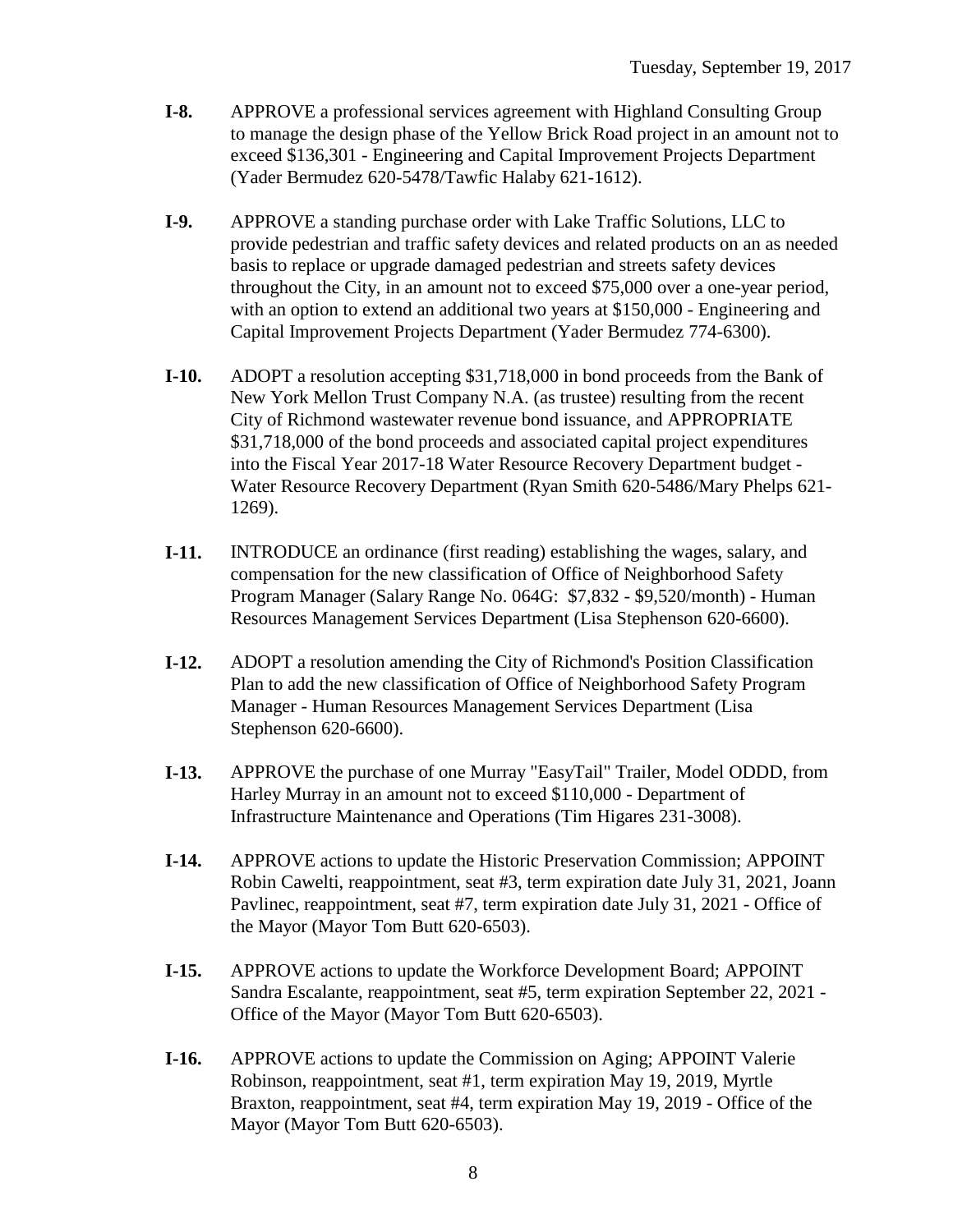**I-8.** APPROVE a professional services agreement with Highland Consulting Group to manage the design phase of the Yellow Brick Road project in an amount not to exceed $136,301 - Engineering and Capital Improvement Projects Department (Yader Bermudez 620-5478/Tawfic Halaby 621-1612).

**I-9.** APPROVE a standing purchase order with Lake Traffic Solutions, LLC to provide pedestrian and traffic safety devices and related products on an as needed basis to replace or upgrade damaged pedestrian and streets safety devices throughout the City, in an amount not to exceed $75,000 over a one-year period, with an option to extend an additional two years at $150,000 - Engineering and Capital Improvement Projects Department (Yader Bermudez 774-6300).

**I-10.** ADOPT a resolution accepting $31,718,000 in bond proceeds from the Bank of New York Mellon Trust Company N.A. (as trustee) resulting from the recent City of Richmond wastewater revenue bond issuance, and APPROPRIATE $31,718,000 of the bond proceeds and associated capital project expenditures into the Fiscal Year 2017-18 Water Resource Recovery Department budget - Water Resource Recovery Department (Ryan Smith 620-5486/Mary Phelps 621-1269).

**I-11.** INTRODUCE an ordinance (first reading) establishing the wages, salary, and compensation for the new classification of Office of Neighborhood Safety Program Manager (Salary Range No. 064G: $7,832 - $9,520/month) - Human Resources Management Services Department (Lisa Stephenson 620-6600).

**I-12.** ADOPT a resolution amending the City of Richmond's Position Classification Plan to add the new classification of Office of Neighborhood Safety Program Manager - Human Resources Management Services Department (Lisa Stephenson 620-6600).

**I-13.** APPROVE the purchase of one Murray "EasyTail" Trailer, Model ODDD, from Harley Murray in an amount not to exceed $110,000 - Department of Infrastructure Maintenance and Operations (Tim Higares 231-3008).

**I-14.** APPROVE actions to update the Historic Preservation Commission; APPOINT Robin Cawelti, reappointment, seat #3, term expiration date July 31, 2021, Joann Pavlinec, reappointment, seat #7, term expiration date July 31, 2021 - Office of the Mayor (Mayor Tom Butt 620-6503).

**I-15.** APPROVE actions to update the Workforce Development Board; APPOINT Sandra Escalante, reappointment, seat #5, term expiration September 22, 2021 - Office of the Mayor (Mayor Tom Butt 620-6503).

**I-16.** APPROVE actions to update the Commission on Aging; APPOINT Valerie Robinson, reappointment, seat #1, term expiration May 19, 2019, Myrtle Braxton, reappointment, seat #4, term expiration May 19, 2019 - Office of the Mayor (Mayor Tom Butt 620-6503).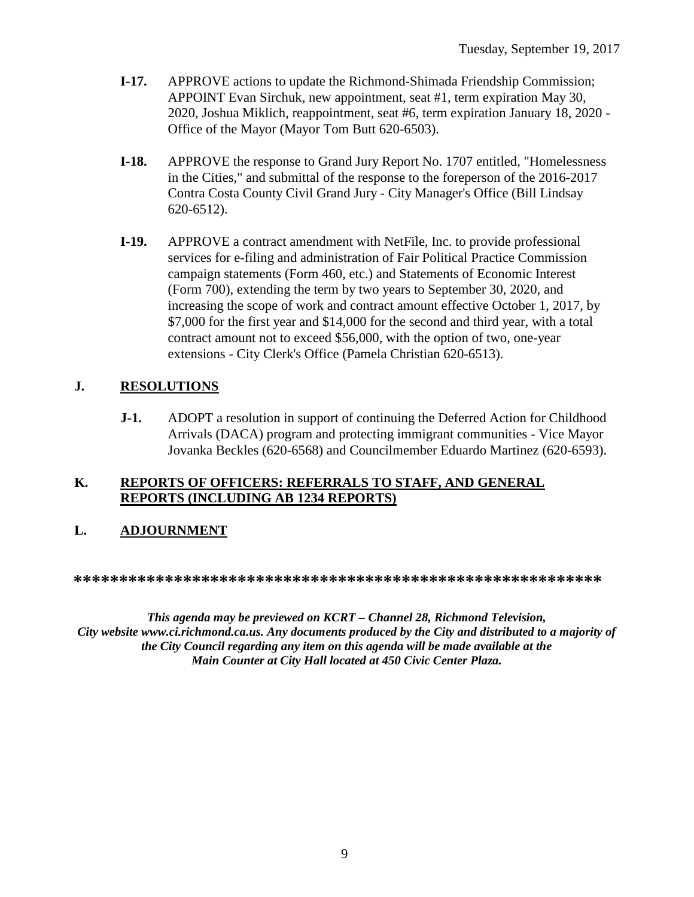- **I-17.** APPROVE actions to update the Richmond-Shimada Friendship Commission; APPOINT Evan Sirchuk, new appointment, seat #1, term expiration May 30, 2020, Joshua Miklich, reappointment, seat #6, term expiration January 18, 2020 - Office of the Mayor (Mayor Tom Butt 620-6503).

- **I-18.** APPROVE the response to Grand Jury Report No. 1707 entitled, "Homelessness in the Cities," and submittal of the response to the foreperson of the 2016-2017 Contra Costa County Civil Grand Jury - City Manager's Office (Bill Lindsay 620-6512).

- **I-19.** APPROVE a contract amendment with NetFile, Inc. to provide professional services for e-filing and administration of Fair Political Practice Commission campaign statements (Form 460, etc.) and Statements of Economic Interest (Form 700), extending the term by two years to September 30, 2020, and increasing the scope of work and contract amount effective October 1, 2017, by $7,000 for the first year and $14,000 for the second and third year, with a total contract amount not to exceed $56,000, with the option of two, one-year extensions - City Clerk's Office (Pamela Christian 620-6513).

## J. RESOLUTIONS

- **J-1.** ADOPT a resolution in support of continuing the Deferred Action for Childhood Arrivals (DACA) program and protecting immigrant communities - Vice Mayor Jovanka Beckles (620-6568) and Councilmember Eduardo Martinez (620-6593).

## K. REPORTS OF OFFICERS: REFERRALS TO STAFF, AND GENERAL REPORTS (INCLUDING AB 1234 REPORTS)

## L. ADJOURNMENT

**********************************************************

***This agenda may be previewed on KCRT – Channel 28, Richmond Television, City website www.ci.richmond.ca.us. Any documents produced by the City and distributed to a majority of the City Council regarding any item on this agenda will be made available at the Main Counter at City Hall located at 450 Civic Center Plaza.***